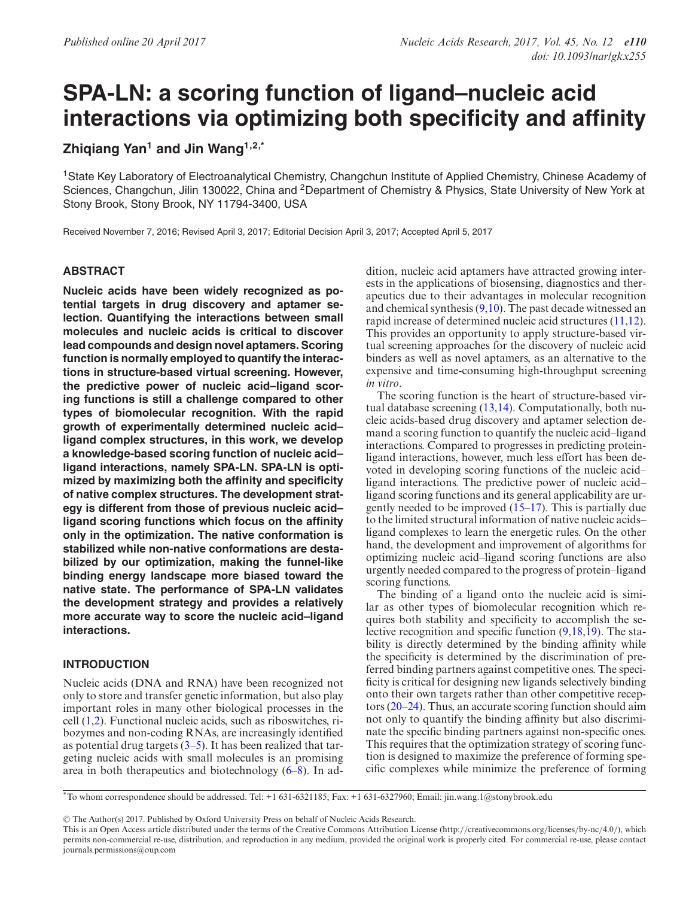# SPA-LN: a scoring function of ligand–nucleic acid interactions via optimizing both specificity and affinity

**Zhiqiang Yan[1] and Jin Wang[1,2,*]**

[1]State Key Laboratory of Electroanalytical Chemistry, Changchun Institute of Applied Chemistry, Chinese Academy of Sciences, Changchun, Jilin 130022, China and [2]Department of Chemistry & Physics, State University of New York at Stony Brook, Stony Brook, NY 11794-3400, USA

Received November 7, 2016; Revised April 3, 2017; Editorial Decision April 3, 2017; Accepted April 5, 2017

## ABSTRACT

**Nucleic acids have been widely recognized as potential targets in drug discovery and aptamer selection. Quantifying the interactions between small molecules and nucleic acids is critical to discover lead compounds and design novel aptamers. Scoring function is normally employed to quantify the interactions in structure-based virtual screening. However, the predictive power of nucleic acid–ligand scoring functions is still a challenge compared to other types of biomolecular recognition. With the rapid growth of experimentally determined nucleic acid–ligand complex structures, in this work, we develop a knowledge-based scoring function of nucleic acid–ligand interactions, namely SPA-LN. SPA-LN is optimized by maximizing both the affinity and specificity of native complex structures. The development strategy is different from those of previous nucleic acid–ligand scoring functions which focus on the affinity only in the optimization. The native conformation is stabilized while non-native conformations are destabilized by our optimization, making the funnel-like binding energy landscape more biased toward the native state. The performance of SPA-LN validates the development strategy and provides a relatively more accurate way to score the nucleic acid–ligand interactions.**

## INTRODUCTION

Nucleic acids (DNA and RNA) have been recognized not only to store and transfer genetic information, but also play important roles in many other biological processes in the cell (1,2). Functional nucleic acids, such as riboswitches, ribozymes and non-coding RNAs, are increasingly identified as potential drug targets (3–5). It has been realized that targeting nucleic acids with small molecules is an promising area in both therapeutics and biotechnology (6–8). In addition, nucleic acid aptamers have attracted growing interests in the applications of biosensing, diagnostics and therapeutics due to their advantages in molecular recognition and chemical synthesis (9,10). The past decade witnessed an rapid increase of determined nucleic acid structures (11,12). This provides an opportunity to apply structure-based virtual screening approaches for the discovery of nucleic acid binders as well as novel aptamers, as an alternative to the expensive and time-consuming high-throughput screening *in vitro*.

The scoring function is the heart of structure-based virtual database screening (13,14). Computationally, both nucleic acids-based drug discovery and aptamer selection demand a scoring function to quantify the nucleic acid–ligand interactions. Compared to progresses in predicting protein-ligand interactions, however, much less effort has been devoted in developing scoring functions of the nucleic acid–ligand interactions. The predictive power of nucleic acid–ligand scoring functions and its general applicability are urgently needed to be improved (15–17). This is partially due to the limited structural information of native nucleic acids–ligand complexes to learn the energetic rules. On the other hand, the development and improvement of algorithms for optimizing nucleic acid–ligand scoring functions are also urgently needed compared to the progress of protein–ligand scoring functions.

The binding of a ligand onto the nucleic acid is similar as other types of biomolecular recognition which requires both stability and specificity to accomplish the selective recognition and specific function (9,18,19). The stability is directly determined by the binding affinity while the specificity is determined by the discrimination of preferred binding partners against competitive ones. The specificity is critical for designing new ligands selectively binding onto their own targets rather than other competitive receptors (20–24). Thus, an accurate scoring function should aim not only to quantify the binding affinity but also discriminate the specific binding partners against non-specific ones. This requires that the optimization strategy of scoring function is designed to maximize the preference of forming specific complexes while minimize the preference of forming

*To whom correspondence should be addressed. Tel: +1 631-6321185; Fax: +1 631-6327960; Email: jin.wang.1@stonybrook.edu

© The Author(s) 2017. Published by Oxford University Press on behalf of Nucleic Acids Research.
This is an Open Access article distributed under the terms of the Creative Commons Attribution License (http://creativecommons.org/licenses/by-nc/4.0/), which permits non-commercial re-use, distribution, and reproduction in any medium, provided the original work is properly cited. For commercial re-use, please contact journals.permissions@oup.com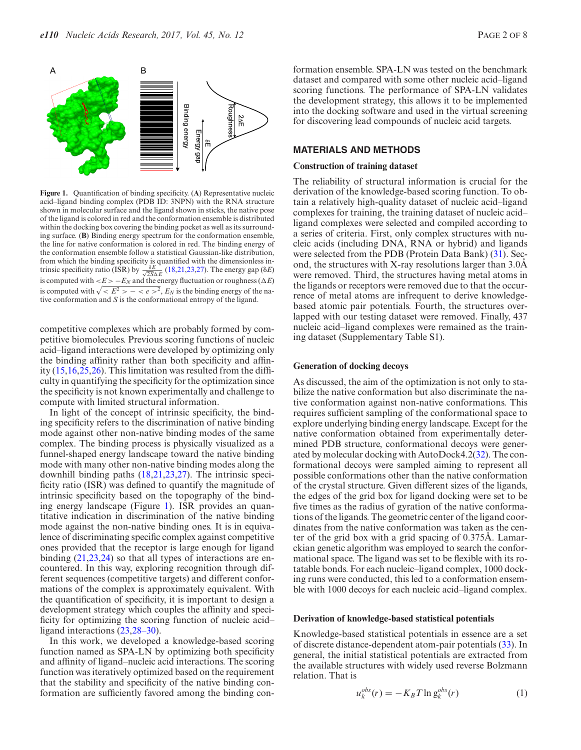**Figure 1.** Quantification of binding specificity. (**A**) Representative nucleic acid–ligand binding complex (PDB ID: 3NPN) with the RNA structure shown in molecular surface and the ligand shown in sticks, the native pose of the ligand is colored in red and the conformation ensemble is distributed within the docking box covering the binding pocket as well as its surrounding surface. (**B**) Binding energy spectrum for the conformation ensemble, the line for native conformation is colored in red. The binding energy of the conformation ensemble follow a statistical Gaussian-like distribution, from which the binding specificity is quantified with the dimensionless intrinsic specificity ratio (ISR) by $\frac{\delta E}{\sqrt{2S}\Delta E}$ (18,21,23,27). The energy gap ($\delta E$) is computed with $<E> - E_N$ and the energy fluctuation or roughness ($\Delta E$) is computed with $\sqrt{<E^2> - <e>^2}$, $E_N$ is the binding energy of the native conformation and $S$ is the conformational entropy of the ligand.

competitive complexes which are probably formed by competitive biomolecules. Previous scoring functions of nucleic acid–ligand interactions were developed by optimizing only the binding affinity rather than both specificity and affinity (15,16,25,26). This limitation was resulted from the difficulty in quantifying the specificity for the optimization since the specificity is not known experimentally and challenge to compute with limited structural information.

In light of the concept of intrinsic specificity, the binding specificity refers to the discrimination of native binding mode against other non-native binding modes of the same complex. The binding process is physically visualized as a funnel-shaped energy landscape toward the native binding mode with many other non-native binding modes along the downhill binding paths (18,21,23,27). The intrinsic specificity ratio (ISR) was defined to quantify the magnitude of intrinsic specificity based on the topography of the binding energy landscape (Figure 1). ISR provides an quantitative indication in discrimination of the native binding mode against the non-native binding ones. It is in equivalence of discriminating specific complex against competitive ones provided that the receptor is large enough for ligand binding (21,23,24) so that all types of interactions are encountered. In this way, exploring recognition through different sequences (competitive targets) and different conformations of the complex is approximately equivalent. With the quantification of specificity, it is important to design a development strategy which couples the affinity and specificity for optimizing the scoring function of nucleic acid–ligand interactions (23,28–30).

In this work, we developed a knowledge-based scoring function named as SPA-LN by optimizing both specificity and affinity of ligand–nucleic acid interactions. The scoring function was iteratively optimized based on the requirement that the stability and specificity of the native binding conformation are sufficiently favored among the binding conformation ensemble. SPA-LN was tested on the benchmark dataset and compared with some other nucleic acid–ligand scoring functions. The performance of SPA-LN validates the development strategy, this allows it to be implemented into the docking software and used in the virtual screening for discovering lead compounds of nucleic acid targets.

## MATERIALS AND METHODS

### Construction of training dataset

The reliability of structural information is crucial for the derivation of the knowledge-based scoring function. To obtain a relatively high-quality dataset of nucleic acid–ligand complexes for training, the training dataset of nucleic acid–ligand complexes were selected and compiled according to a series of criteria. First, only complex structures with nucleic acids (including DNA, RNA or hybrid) and ligands were selected from the PDB (Protein Data Bank) (31). Second, the structures with X-ray resolutions larger than 3.0Å were removed. Third, the structures having metal atoms in the ligands or receptors were removed due to that the occurrence of metal atoms are infrequent to derive knowledge-based atomic pair potentials. Fourth, the structures overlapped with our testing dataset were removed. Finally, 437 nucleic acid–ligand complexes were remained as the training dataset (Supplementary Table S1).

### Generation of docking decoys

As discussed, the aim of the optimization is not only to stabilize the native conformation but also discriminate the native conformation against non-native conformations. This requires sufficient sampling of the conformational space to explore underlying binding energy landscape. Except for the native conformation obtained from experimentally determined PDB structure, conformational decoys were generated by molecular docking with AutoDock4.2(32). The conformational decoys were sampled aiming to represent all possible conformations other than the native conformation of the crystal structure. Given different sizes of the ligands, the edges of the grid box for ligand docking were set to be five times as the radius of gyration of the native conformations of the ligands. The geometric center of the ligand coordinates from the native conformation was taken as the center of the grid box with a grid spacing of 0.375Å. Lamarckian genetic algorithm was employed to search the conformational space. The ligand was set to be flexible with its rotatable bonds. For each nucleic–ligand complex, 1000 docking runs were conducted, this led to a conformation ensemble with 1000 decoys for each nucleic acid–ligand complex.

### Derivation of knowledge-based statistical potentials

Knowledge-based statistical potentials in essence are a set of discrete distance-dependent atom-pair potentials (33). In general, the initial statistical potentials are extracted from the available structures with widely used reverse Bolzmann relation. That is

$$u_k^{obs}(r) = -K_B T \ln g_k^{obs}(r) \tag{1}$$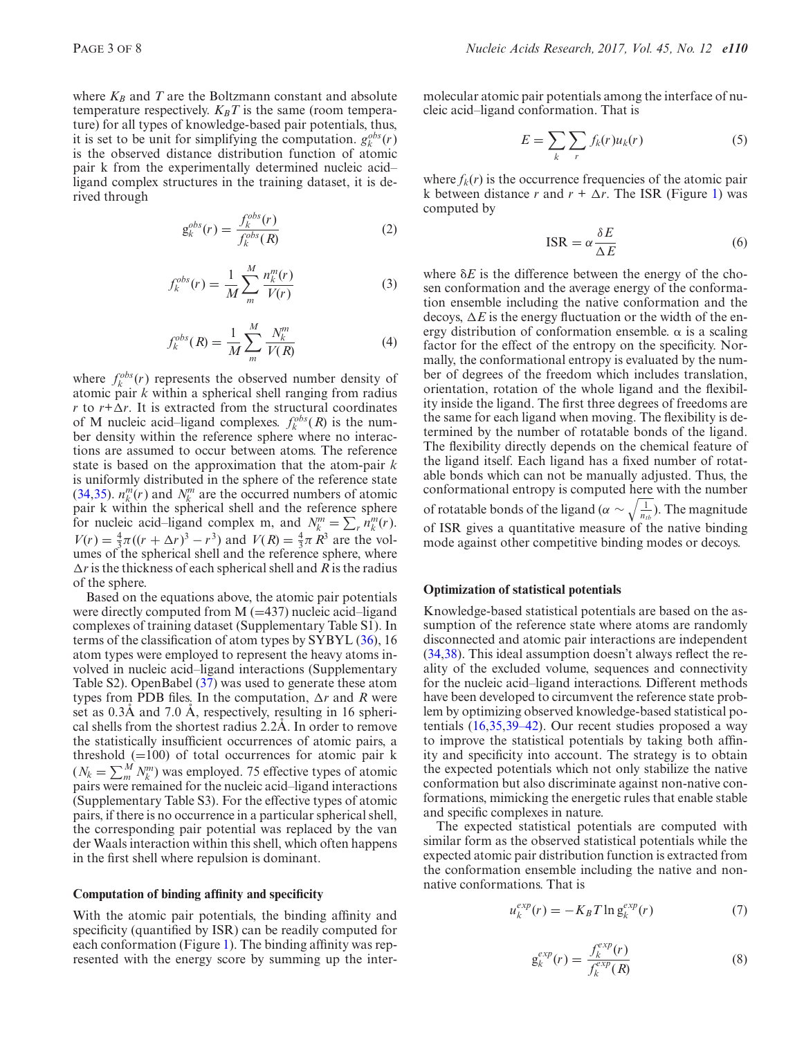where $K_B$ and $T$ are the Boltzmann constant and absolute temperature respectively. $K_BT$ is the same (room temperature) for all types of knowledge-based pair potentials, thus, it is set to be unit for simplifying the computation. $g_k^{obs}(r)$ is the observed distance distribution function of atomic pair k from the experimentally determined nucleic acid–ligand complex structures in the training dataset, it is derived through

$$g_k^{obs}(r) = \frac{f_k^{obs}(r)}{f_k^{obs}(R)} \tag{2}$$

$$f_k^{obs}(r) = \frac{1}{M}\sum_{m}^{M}\frac{n_k^m(r)}{V(r)} \tag{3}$$

$$f_k^{obs}(R) = \frac{1}{M}\sum_{m}^{M}\frac{N_k^m}{V(R)} \tag{4}$$

where $f_k^{obs}(r)$ represents the observed number density of atomic pair $k$ within a spherical shell ranging from radius $r$ to $r+\Delta r$. It is extracted from the structural coordinates of M nucleic acid–ligand complexes. $f_k^{obs}(R)$ is the number density within the reference sphere where no interactions are assumed to occur between atoms. The reference state is based on the approximation that the atom-pair $k$ is uniformly distributed in the sphere of the reference state (34,35). $n_k^m(r)$ and $N_k^m$ are the occurred numbers of atomic pair k within the spherical shell and the reference sphere for nucleic acid–ligand complex m, and $N_k^m = \sum_r n_k^m(r)$. $V(r) = \frac{4}{3}\pi((r+\Delta r)^3 - r^3)$ and $V(R) = \frac{4}{3}\pi R^3$ are the volumes of the spherical shell and the reference sphere, where $\Delta r$ is the thickness of each spherical shell and $R$ is the radius of the sphere.

Based on the equations above, the atomic pair potentials were directly computed from M (=437) nucleic acid–ligand complexes of training dataset (Supplementary Table S1). In terms of the classification of atom types by SYBYL (36), 16 atom types were employed to represent the heavy atoms involved in nucleic acid–ligand interactions (Supplementary Table S2). OpenBabel (37) was used to generate these atom types from PDB files. In the computation, $\Delta r$ and $R$ were set as 0.3Å and 7.0 Å, respectively, resulting in 16 spherical shells from the shortest radius 2.2Å. In order to remove the statistically insufficient occurrences of atomic pairs, a threshold (=100) of total occurrences for atomic pair k ($N_k = \sum_m^M N_k^m$) was employed. 75 effective types of atomic pairs were remained for the nucleic acid–ligand interactions (Supplementary Table S3). For the effective types of atomic pairs, if there is no occurrence in a particular spherical shell, the corresponding pair potential was replaced by the van der Waals interaction within this shell, which often happens in the first shell where repulsion is dominant.

### Computation of binding affinity and specificity

With the atomic pair potentials, the binding affinity and specificity (quantified by ISR) can be readily computed for each conformation (Figure 1). The binding affinity was represented with the energy score by summing up the intermolecular atomic pair potentials among the interface of nucleic acid–ligand conformation. That is

$$E = \sum_k \sum_r f_k(r) u_k(r) \tag{5}$$

where $f_k(r)$ is the occurrence frequencies of the atomic pair k between distance $r$ and $r + \Delta r$. The ISR (Figure 1) was computed by

$$\text{ISR} = \alpha \frac{\delta E}{\Delta E} \tag{6}$$

where $\delta E$ is the difference between the energy of the chosen conformation and the average energy of the conformation ensemble including the native conformation and the decoys, $\Delta E$ is the energy fluctuation or the width of the energy distribution of conformation ensemble. $\alpha$ is a scaling factor for the effect of the entropy on the specificity. Normally, the conformational entropy is evaluated by the number of degrees of the freedom which includes translation, orientation, rotation of the whole ligand and the flexibility inside the ligand. The first three degrees of freedoms are the same for each ligand when moving. The flexibility is determined by the number of rotatable bonds of the ligand. The flexibility directly depends on the chemical feature of the ligand itself. Each ligand has a fixed number of rotatable bonds which can not be manually adjusted. Thus, the conformational entropy is computed here with the number of rotatable bonds of the ligand ($\alpha \sim \sqrt{\frac{1}{n_{rb}}}$). The magnitude of ISR gives a quantitative measure of the native binding mode against other competitive binding modes or decoys.

### Optimization of statistical potentials

Knowledge-based statistical potentials are based on the assumption of the reference state where atoms are randomly disconnected and atomic pair interactions are independent (34,38). This ideal assumption doesn't always reflect the reality of the excluded volume, sequences and connectivity for the nucleic acid–ligand interactions. Different methods have been developed to circumvent the reference state problem by optimizing observed knowledge-based statistical potentials (16,35,39–42). Our recent studies proposed a way to improve the statistical potentials by taking both affinity and specificity into account. The strategy is to obtain the expected potentials which not only stabilize the native conformation but also discriminate against non-native conformations, mimicking the energetic rules that enable stable and specific complexes in nature.

The expected statistical potentials are computed with similar form as the observed statistical potentials while the expected atomic pair distribution function is extracted from the conformation ensemble including the native and non-native conformations. That is

$$u_k^{exp}(r) = -K_B T \ln g_k^{exp}(r) \tag{7}$$

$$g_k^{exp}(r) = \frac{f_k^{exp}(r)}{f_k^{exp}(R)} \tag{8}$$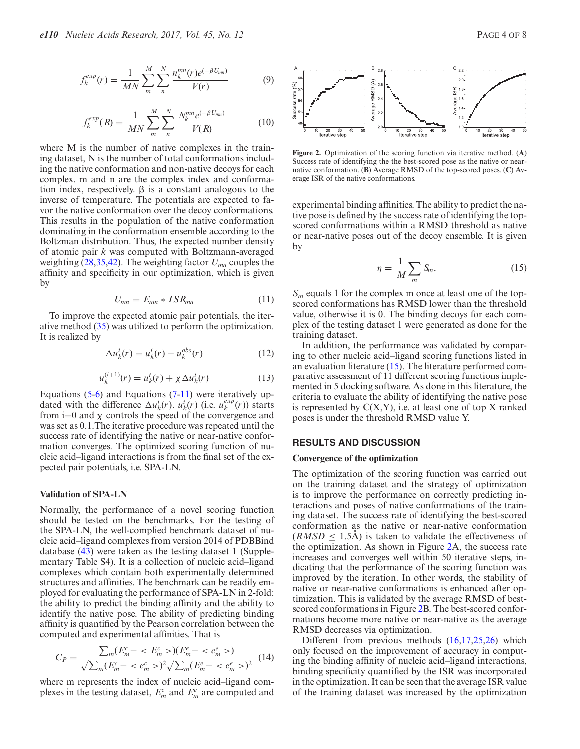$$f_k^{exp}(r) = \frac{1}{MN}\sum_m^M \sum_n^N \frac{n_k^{mn}(r)e^{(-\beta U_{mn})}}{V(r)} \tag{9}$$

$$f_k^{exp}(R) = \frac{1}{MN}\sum_m^M \sum_n^N \frac{N_k^{mn}e^{(-\beta U_{mn})}}{V(R)} \tag{10}$$

where M is the number of native complexes in the training dataset, N is the number of total conformations including the native conformation and non-native decoys for each complex. m and n are the complex index and conformation index, respectively. β is a constant analogous to the inverse of temperature. The potentials are expected to favor the native conformation over the decoy conformations. This results in the population of the native conformation dominating in the conformation ensemble according to the Boltzman distribution. Thus, the expected number density of atomic pair *k* was computed with Boltzmann-averaged weighting (28,35,42). The weighting factor $U_{mn}$ couples the affinity and specificity in our optimization, which is given by

$$U_{mn} = E_{mn} * ISR_{mn} \tag{11}$$

To improve the expected atomic pair potentials, the iterative method (35) was utilized to perform the optimization. It is realized by

$$\Delta u_k^i(r) = u_k^i(r) - u_k^{obs}(r) \tag{12}$$

$$u_k^{(i+1)}(r) = u_k^i(r) + \chi\,\Delta u_k^i(r) \tag{13}$$

Equations (5-6) and Equations (7-11) were iteratively updated with the difference $\Delta u_k^i(r)$. $u_k^i(r)$ (i.e. $u_k^{exp}(r)$) starts from i=0 and χ controls the speed of the convergence and was set as 0.1.The iterative procedure was repeated until the success rate of identifying the native or near-native conformation converges. The optimized scoring function of nucleic acid–ligand interactions is from the final set of the expected pair potentials, i.e. SPA-LN.

### Validation of SPA-LN

Normally, the performance of a novel scoring function should be tested on the benchmarks. For the testing of the SPA-LN, the well-complied benchmark dataset of nucleic acid–ligand complexes from version 2014 of PDBBind database (43) were taken as the testing dataset 1 (Supplementary Table S4). It is a collection of nucleic acid–ligand complexes which contain both experimentally determined structures and affinities. The benchmark can be readily employed for evaluating the performance of SPA-LN in 2-fold: the ability to predict the binding affinity and the ability to identify the native pose. The ability of predicting binding affinity is quantified by the Pearson correlation between the computed and experimental affinities. That is

$$C_P = \frac{\sum_m (E_m^c - \langle E_m^c \rangle)(E_m^e - \langle e_m^e \rangle)}{\sqrt{\sum_m (E_m^c - \langle e_m^c \rangle)^2}\sqrt{\sum_m (E_m^e - \langle e_m^e \rangle)^2}} \tag{14}$$

where m represents the index of nucleic acid–ligand complexes in the testing dataset, $E_m^c$ and $E_m^e$ are computed and experimental binding affinities. The ability to predict the native pose is defined by the success rate of identifying the top-scored conformations within a RMSD threshold as native or near-native poses out of the decoy ensemble. It is given by

$$\eta = \frac{1}{M}\sum_m S_m, \tag{15}$$

$S_m$ equals 1 for the complex m once at least one of the top-scored conformations has RMSD lower than the threshold value, otherwise it is 0. The binding decoys for each complex of the testing dataset 1 were generated as done for the training dataset.

In addition, the performance was validated by comparing to other nucleic acid–ligand scoring functions listed in an evaluation literature (15). The literature performed comparative assessment of 11 different scoring functions implemented in 5 docking software. As done in this literature, the criteria to evaluate the ability of identifying the native pose is represented by C(X,Y), i.e. at least one of top X ranked poses is under the threshold RMSD value Y.

Figure 2. Optimization of the scoring function via iterative method. (**A**) Success rate of identifying the the best-scored pose as the native or near-native conformation. (**B**) Average RMSD of the top-scored poses. (**C**) Average ISR of the native conformations.

## RESULTS AND DISCUSSION

### Convergence of the optimization

The optimization of the scoring function was carried out on the training dataset and the strategy of optimization is to improve the performance on correctly predicting interactions and poses of native conformations of the training dataset. The success rate of identifying the best-scored conformation as the native or near-native conformation ($RMSD \leq 1.5$Å) is taken to validate the effectiveness of the optimization. As shown in Figure 2A, the success rate increases and converges well within 50 iterative steps, indicating that the performance of the scoring function was improved by the iteration. In other words, the stability of native or near-native conformations is enhanced after optimization. This is validated by the average RMSD of best-scored conformations in Figure 2B. The best-scored conformations become more native or near-native as the average RMSD decreases via optimization.

Different from previous methods (16,17,25,26) which only focused on the improvement of accuracy in computing the binding affinity of nucleic acid–ligand interactions, binding specificity quantified by the ISR was incorporated in the optimization. It can be seen that the average ISR value of the training dataset was increased by the optimization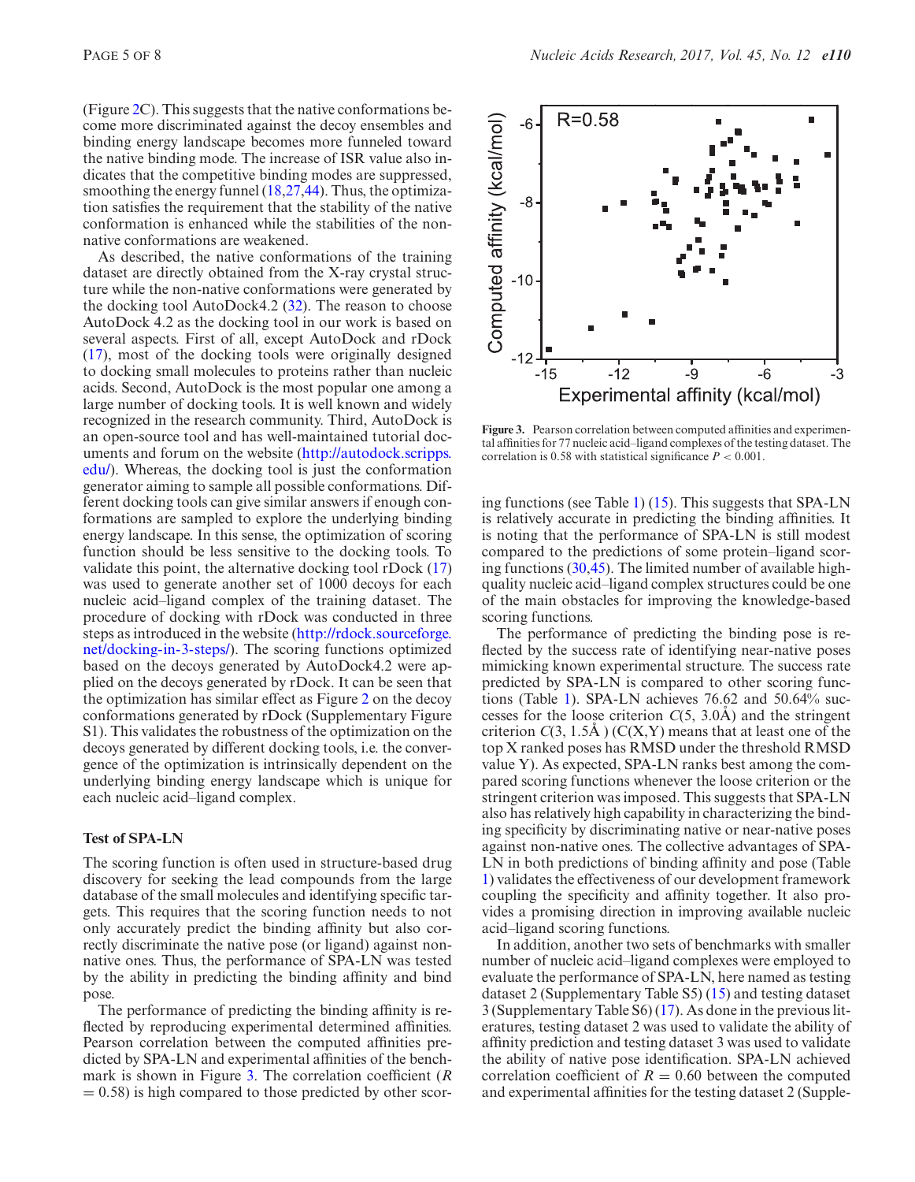(Figure 2C). This suggests that the native conformations become more discriminated against the decoy ensembles and binding energy landscape becomes more funneled toward the native binding mode. The increase of ISR value also indicates that the competitive binding modes are suppressed, smoothing the energy funnel (18,27,44). Thus, the optimization satisfies the requirement that the stability of the native conformation is enhanced while the stabilities of the non-native conformations are weakened.

As described, the native conformations of the training dataset are directly obtained from the X-ray crystal structure while the non-native conformations were generated by the docking tool AutoDock4.2 (32). The reason to choose AutoDock 4.2 as the docking tool in our work is based on several aspects. First of all, except AutoDock and rDock (17), most of the docking tools were originally designed to docking small molecules to proteins rather than nucleic acids. Second, AutoDock is the most popular one among a large number of docking tools. It is well known and widely recognized in the research community. Third, AutoDock is an open-source tool and has well-maintained tutorial documents and forum on the website (http://autodock.scripps.edu/). Whereas, the docking tool is just the conformation generator aiming to sample all possible conformations. Different docking tools can give similar answers if enough conformations are sampled to explore the underlying binding energy landscape. In this sense, the optimization of scoring function should be less sensitive to the docking tools. To validate this point, the alternative docking tool rDock (17) was used to generate another set of 1000 decoys for each nucleic acid–ligand complex of the training dataset. The procedure of docking with rDock was conducted in three steps as introduced in the website (http://rdock.sourceforge.net/docking-in-3-steps/). The scoring functions optimized based on the decoys generated by AutoDock4.2 were applied on the decoys generated by rDock. It can be seen that the optimization has similar effect as Figure 2 on the decoy conformations generated by rDock (Supplementary Figure S1). This validates the robustness of the optimization on the decoys generated by different docking tools, i.e. the convergence of the optimization is intrinsically dependent on the underlying binding energy landscape which is unique for each nucleic acid–ligand complex.

### Test of SPA-LN

The scoring function is often used in structure-based drug discovery for seeking the lead compounds from the large database of the small molecules and identifying specific targets. This requires that the scoring function needs to not only accurately predict the binding affinity but also correctly discriminate the native pose (or ligand) against non-native ones. Thus, the performance of SPA-LN was tested by the ability in predicting the binding affinity and bind pose.

The performance of predicting the binding affinity is reflected by reproducing experimental determined affinities. Pearson correlation between the computed affinities predicted by SPA-LN and experimental affinities of the benchmark is shown in Figure 3. The correlation coefficient ($R$ = 0.58) is high compared to those predicted by other scoring functions (see Table 1) (15). This suggests that SPA-LN is relatively accurate in predicting the binding affinities. It is noting that the performance of SPA-LN is still modest compared to the predictions of some protein–ligand scoring functions (30,45). The limited number of available high-quality nucleic acid–ligand complex structures could be one of the main obstacles for improving the knowledge-based scoring functions.

**Figure 3.** Pearson correlation between computed affinities and experimental affinities for 77 nucleic acid–ligand complexes of the testing dataset. The correlation is 0.58 with statistical significance $P < 0.001$.

The performance of predicting the binding pose is reflected by the success rate of identifying near-native poses mimicking known experimental structure. The success rate predicted by SPA-LN is compared to other scoring functions (Table 1). SPA-LN achieves 76.62 and 50.64% successes for the loose criterion $C$(5, 3.0Å) and the stringent criterion $C$(3, 1.5Å ) (C(X,Y) means that at least one of the top X ranked poses has RMSD under the threshold RMSD value Y). As expected, SPA-LN ranks best among the compared scoring functions whenever the loose criterion or the stringent criterion was imposed. This suggests that SPA-LN also has relatively high capability in characterizing the binding specificity by discriminating native or near-native poses against non-native ones. The collective advantages of SPA-LN in both predictions of binding affinity and pose (Table 1) validates the effectiveness of our development framework coupling the specificity and affinity together. It also provides a promising direction in improving available nucleic acid–ligand scoring functions.

In addition, another two sets of benchmarks with smaller number of nucleic acid–ligand complexes were employed to evaluate the performance of SPA-LN, here named as testing dataset 2 (Supplementary Table S5) (15) and testing dataset 3 (Supplementary Table S6) (17). As done in the previous literatures, testing dataset 2 was used to validate the ability of affinity prediction and testing dataset 3 was used to validate the ability of native pose identification. SPA-LN achieved correlation coefficient of $R$ = 0.60 between the computed and experimental affinities for the testing dataset 2 (Supple-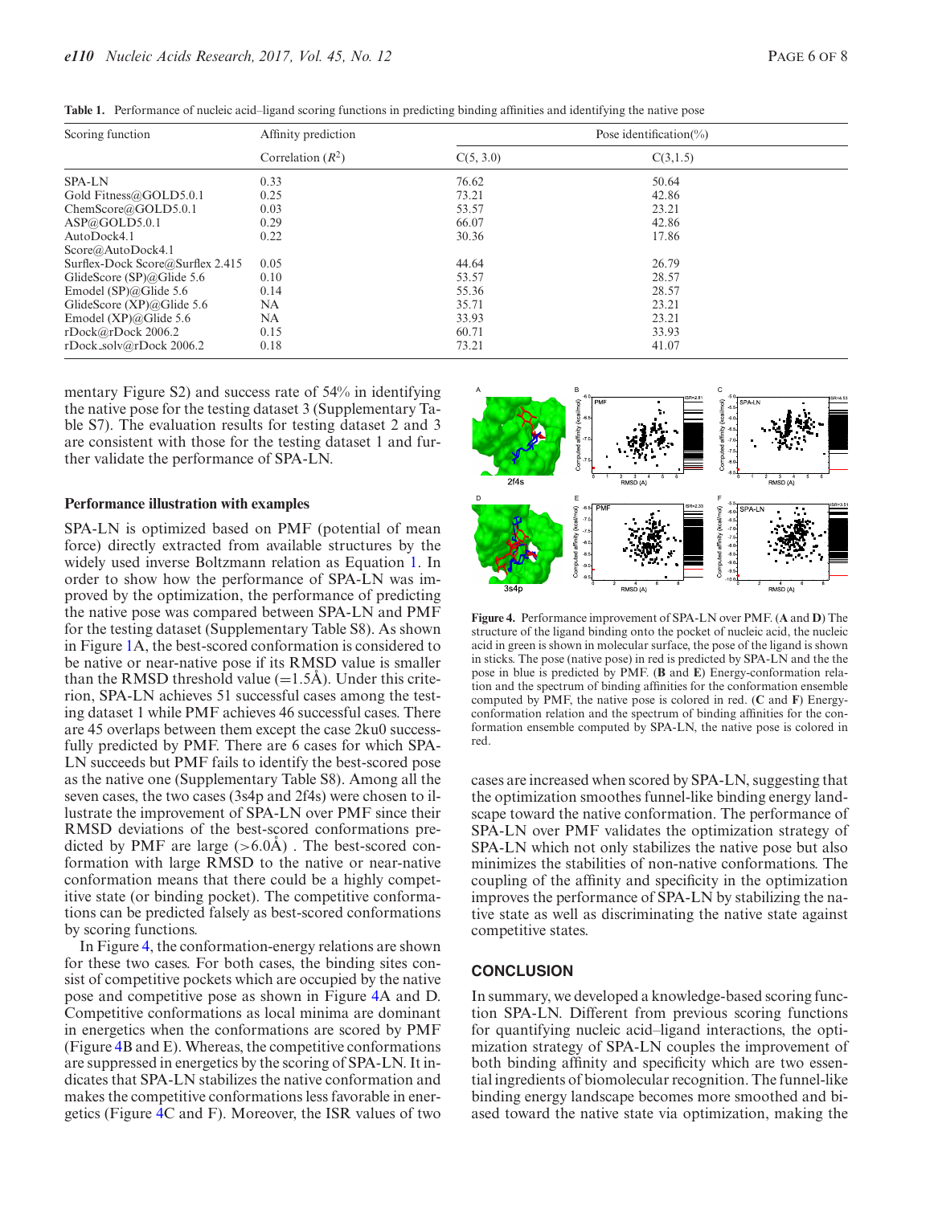**Table 1.** Performance of nucleic acid–ligand scoring functions in predicting binding affinities and identifying the native pose

| Scoring function | Affinity prediction | Pose identification(%) | |
|---|---|---|---|
| | Correlation ($R^2$) | C(5, 3.0) | C(3,1.5) |
| SPA-LN | 0.33 | 76.62 | 50.64 |
| Gold Fitness@GOLD5.0.1 | 0.25 | 73.21 | 42.86 |
| ChemScore@GOLD5.0.1 | 0.03 | 53.57 | 23.21 |
| ASP@GOLD5.0.1 | 0.29 | 66.07 | 42.86 |
| AutoDock4.1 Score@AutoDock4.1 | 0.22 | 30.36 | 17.86 |
| Surflex-Dock Score@Surflex 2.415 | 0.05 | 44.64 | 26.79 |
| GlideScore (SP)@Glide 5.6 | 0.10 | 53.57 | 28.57 |
| Emodel (SP)@Glide 5.6 | 0.14 | 55.36 | 28.57 |
| GlideScore (XP)@Glide 5.6 | NA | 35.71 | 23.21 |
| Emodel (XP)@Glide 5.6 | NA | 33.93 | 23.21 |
| rDock@rDock 2006.2 | 0.15 | 60.71 | 33.93 |
| rDock_solv@rDock 2006.2 | 0.18 | 73.21 | 41.07 |

mentary Figure S2) and success rate of 54% in identifying the native pose for the testing dataset 3 (Supplementary Table S7). The evaluation results for testing dataset 2 and 3 are consistent with those for the testing dataset 1 and further validate the performance of SPA-LN.

**Performance illustration with examples**

SPA-LN is optimized based on PMF (potential of mean force) directly extracted from available structures by the widely used inverse Boltzmann relation as Equation 1. In order to show how the performance of SPA-LN was improved by the optimization, the performance of predicting the native pose was compared between SPA-LN and PMF for the testing dataset (Supplementary Table S8). As shown in Figure 1A, the best-scored conformation is considered to be native or near-native pose if its RMSD value is smaller than the RMSD threshold value (=1.5Å). Under this criterion, SPA-LN achieves 51 successful cases among the testing dataset 1 while PMF achieves 46 successful cases. There are 45 overlaps between them except the case 2ku0 successfully predicted by PMF. There are 6 cases for which SPA-LN succeeds but PMF fails to identify the best-scored pose as the native one (Supplementary Table S8). Among all the seven cases, the two cases (3s4p and 2f4s) were chosen to illustrate the improvement of SPA-LN over PMF since their RMSD deviations of the best-scored conformations predicted by PMF are large (>6.0Å) . The best-scored conformation with large RMSD to the native or near-native conformation means that there could be a highly competitive state (or binding pocket). The competitive conformations can be predicted falsely as best-scored conformations by scoring functions.

In Figure 4, the conformation-energy relations are shown for these two cases. For both cases, the binding sites consist of competitive pockets which are occupied by the native pose and competitive pose as shown in Figure 4A and D. Competitive conformations as local minima are dominant in energetics when the conformations are scored by PMF (Figure 4B and E). Whereas, the competitive conformations are suppressed in energetics by the scoring of SPA-LN. It indicates that SPA-LN stabilizes the native conformation and makes the competitive conformations less favorable in energetics (Figure 4C and F). Moreover, the ISR values of two cases are increased when scored by SPA-LN, suggesting that the optimization smoothes funnel-like binding energy landscape toward the native conformation. The performance of SPA-LN over PMF validates the optimization strategy of SPA-LN which not only stabilizes the native pose but also minimizes the stabilities of non-native conformations. The coupling of the affinity and specificity in the optimization improves the performance of SPA-LN by stabilizing the native state as well as discriminating the native state against competitive states.

**Figure 4.** Performance improvement of SPA-LN over PMF. (**A** and **D**) The structure of the ligand binding onto the pocket of nucleic acid, the nucleic acid in green is shown in molecular surface, the pose of the ligand is shown in sticks. The pose (native pose) in red is predicted by SPA-LN and the the pose in blue is predicted by PMF. (**B** and **E**) Energy-conformation relation and the spectrum of binding affinities for the conformation ensemble computed by PMF, the native pose is colored in red. (**C** and **F**) Energy-conformation relation and the spectrum of binding affinities for the conformation ensemble computed by SPA-LN, the native pose is colored in red.

## CONCLUSION

In summary, we developed a knowledge-based scoring function SPA-LN. Different from previous scoring functions for quantifying nucleic acid–ligand interactions, the optimization strategy of SPA-LN couples the improvement of both binding affinity and specificity which are two essential ingredients of biomolecular recognition. The funnel-like binding energy landscape becomes more smoothed and biased toward the native state via optimization, making the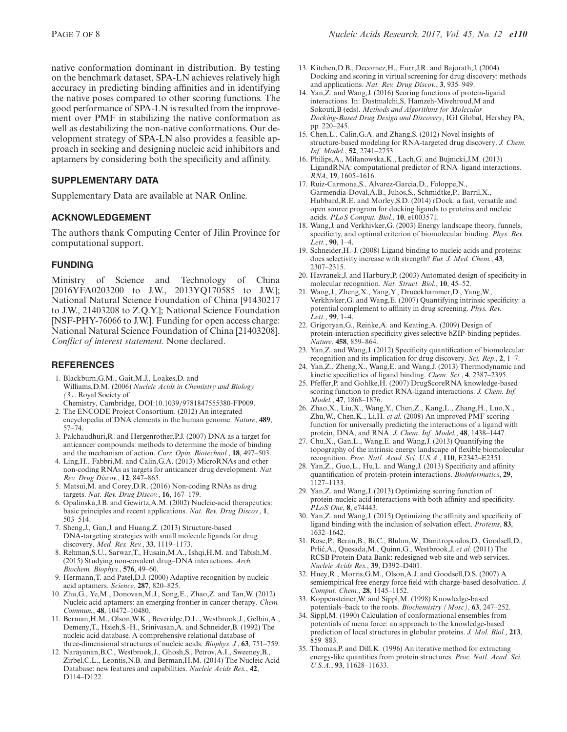native conformation dominant in distribution. By testing on the benchmark dataset, SPA-LN achieves relatively high accuracy in predicting binding affinities and in identifying the native poses compared to other scoring functions. The good performance of SPA-LN is resulted from the improvement over PMF in stabilizing the native conformation as well as destabilizing the non-native conformations. Our development strategy of SPA-LN also provides a feasible approach in seeking and designing nucleic acid inhibitors and aptamers by considering both the specificity and affinity.

## SUPPLEMENTARY DATA

Supplementary Data are available at NAR Online.

## ACKNOWLEDGEMENT

The authors thank Computing Center of Jilin Province for computational support.

## FUNDING

Ministry of Science and Technology of China [2016YFA0203200 to J.W., 2013YQ170585 to J.W.]; National Natural Science Foundation of China [91430217 to J.W., 21403208 to Z.Q.Y.]; National Science Foundation [NSF-PHY-76066 to J.W.]. Funding for open access charge: National Natural Science Foundation of China [21403208].
*Conflict of interest statement.* None declared.

## REFERENCES

1. Blackburn,G.M., Gait,M.J., Loakes,D. and Williams,D.M. (2006) *Nucleic Acids in Chemistry and Biology (3)*. Royal Society of Chemistry, Cambridge, DOI:10.1039/9781847555380-FP009.
2. The ENCODE Project Consortium. (2012) An integrated encyclopedia of DNA elements in the human genome. *Nature*, **489**, 57–74.
3. Palchaudhuri,R. and Hergenrother,P.J. (2007) DNA as a target for anticancer compounds: methods to determine the mode of binding and the mechanism of action. *Curr. Opin. Biotechnol.*, **18**, 497–503.
4. Ling,H., Fabbri,M. and Calin,G.A. (2013) MicroRNAs and other non-coding RNAs as targets for anticancer drug development. *Nat. Rev. Drug Discov.*, **12**, 847–865.
5. Matsui,M. and Corey,D.R. (2016) Non-coding RNAs as drug targets. *Nat. Rev. Drug Discov.*, **16**, 167–179.
6. Opalinska,J.B. and Gewirtz,A.M. (2002) Nucleic-acid therapeutics: basic principles and recent applications. *Nat. Rev. Drug Discov.*, **1**, 503–514.
7. Sheng,J., Gan,J. and Huang,Z. (2013) Structure-based DNA-targeting strategies with small molecule ligands for drug discovery. *Med. Res. Rev.*, **33**, 1119–1173.
8. Rehman,S.U., Sarwar,T., Husain,M.A., Ishqi,H.M. and Tabish,M. (2015) Studying non-covalent drug–DNA interactions. *Arch. Biochem. Biophys.*, **576**, 49–60.
9. Hermann,T. and Patel,D.J. (2000) Adaptive recognition by nucleic acid aptamers. *Science*, **287**, 820–825.
10. Zhu,G., Ye,M., Donovan,M.J., Song,E., Zhao,Z. and Tan,W. (2012) Nucleic acid aptamers: an emerging frontier in cancer therapy. *Chem. Commun.*, **48**, 10472–10480.
11. Berman,H.M., Olson,W.K., Beveridge,D.L., Westbrook,J., Gelbin,A., Demeny,T., Hsieh,S.-H., Srinivasan,A. and Schneider,B. (1992) The nucleic acid database. A comprehensive relational database of three-dimensional structures of nucleic acids. *Biophys. J.*, **63**, 751–759.
12. Narayanan,B.C., Westbrook,J., Ghosh,S., Petrov,A.I., Sweeney,B., Zirbel,C.L., Leontis,N.B. and Berman,H.M. (2014) The Nucleic Acid Database: new features and capabilities. *Nucleic Acids Res.*, **42**, D114–D122.
13. Kitchen,D.B., Decornez,H., Furr,J.R. and Bajorath,J. (2004) Docking and scoring in virtual screening for drug discovery: methods and applications. *Nat. Rev. Drug Discov.*, **3**, 935–949.
14. Yan,Z. and Wang,J. (2016) Scoring functions of protein-ligand interactions. In: Dastmalchi,S, Hamzeh-Mivehroud,M and Sokouti,B (eds). *Methods and Algorithms for Molecular Docking-Based Drug Design and Discovery*, IGI Global, Hershey PA, pp. 220–245.
15. Chen,L., Calin,G.A. and Zhang,S. (2012) Novel insights of structure-based modeling for RNA-targeted drug discovery. *J. Chem. Inf. Model.*, **52**, 2741–2753.
16. Philips,A., Milanowska,K., Łach,G. and Bujnicki,J.M. (2013) LigandRNA: computational predictor of RNA–ligand interactions. *RNA*, **19**, 1605–1616.
17. Ruiz-Carmona,S., Alvarez-Garcia,D., Foloppe,N., Garmendia-Doval,A.B., Juhos,S., Schmidtke,P., Barril,X., Hubbard,R.E. and Morley,S.D. (2014) rDock: a fast, versatile and open source program for docking ligands to proteins and nucleic acids. *PLoS Comput. Biol.*, **10**, e1003571.
18. Wang,J. and Verkhivker,G. (2003) Energy landscape theory, funnels, specificity, and optimal criterion of biomolecular binding. *Phys. Rev. Lett.*, **90**, 1–4.
19. Schneider,H.-J. (2008) Ligand binding to nucleic acids and proteins: does selectivity increase with strength? *Eur. J. Med. Chem.*, **43**, 2307–2315.
20. Havranek,J. and Harbury,P. (2003) Automated design of specificity in molecular recognition. *Nat. Struct. Biol.*, **10**, 45–52.
21. Wang,J., Zheng,X., Yang,Y., Drueckhammer,D., Yang,W., Verkhivker,G. and Wang,E. (2007) Quantifying intrinsic specificity: a potential complement to affinity in drug screening. *Phys. Rev. Lett.*, **99**, 1–4.
22. Grigoryan,G., Reinke,A. and Keating,A. (2009) Design of protein-interaction specificity gives selective bZIP-binding peptides. *Nature*, **458**, 859–864.
23. Yan,Z. and Wang,J. (2012) Specificity quantification of biomolecular recognition and its implication for drug discovery. *Sci. Rep.*, **2**, 1–7.
24. Yan,Z., Zheng,X., Wang,E. and Wang,J. (2013) Thermodynamic and kinetic specificities of ligand binding. *Chem. Sci.*, **4**, 2387–2395.
25. Pfeffer,P. and Gohlke,H. (2007) DrugScoreRNA knowledge-based scoring function to predict RNA-ligand interactions. *J. Chem. Inf. Model.*, **47**, 1868–1876.
26. Zhao,X., Liu,X., Wang,Y., Chen,Z., Kang,L., Zhang,H., Luo,X., Zhu,W., Chen,K., Li,H. *et al.* (2008) An improved PMF scoring function for universally predicting the interactions of a ligand with protein, DNA, and RNA. *J. Chem. Inf. Model.*, **48**, 1438–1447.
27. Chu,X., Gan,L., Wang,E. and Wang,J. (2013) Quantifying the topography of the intrinsic energy landscape of flexible biomolecular recognition. *Proc. Natl. Acad. Sci. U.S.A.*, **110**, E2342–E2351.
28. Yan,Z., Guo,L., Hu,L. and Wang,J. (2013) Specificity and affinity quantification of protein-protein interactions. *Bioinformatics*, **29**, 1127–1133.
29. Yan,Z. and Wang,J. (2013) Optimizing scoring function of protein-nucleic acid interactions with both affinity and specificity. *PLoS One*, **8**, e74443.
30. Yan,Z. and Wang,J. (2015) Optimizing the affinity and specificity of ligand binding with the inclusion of solvation effect. *Proteins*, **83**, 1632–1642.
31. Rose,P., Beran,B., Bi,C., Bluhm,W., Dimitropoulos,D., Goodsell,D., Prlić,A., Quesada,M., Quinn,G., Westbrook,J. *et al.* (2011) The RCSB Protein Data Bank: redesigned web site and web services. *Nucleic Acids Res.*, **39**, D392–D401.
32. Huey,R., Morris,G.M., Olson,A.J. and Goodsell,D.S. (2007) A semiempirical free energy force field with charge-based desolvation. *J. Comput. Chem.*, **28**, 1145–1152.
33. Koppensteiner,W. and Sippl,M. (1998) Knowledge-based potentials–back to the roots. *Biochemistry (Mosc)*, **63**, 247–252.
34. Sippl,M. (1990) Calculation of conformational ensembles from potentials of mena force: an approach to the knowledge-based prediction of local structures in globular proteins. *J. Mol. Biol.*, **213**, 859–883.
35. Thomas,P. and Dill,K. (1996) An iterative method for extracting energy-like quantities from protein structures. *Proc. Natl. Acad. Sci. U.S.A.*, **93**, 11628–11633.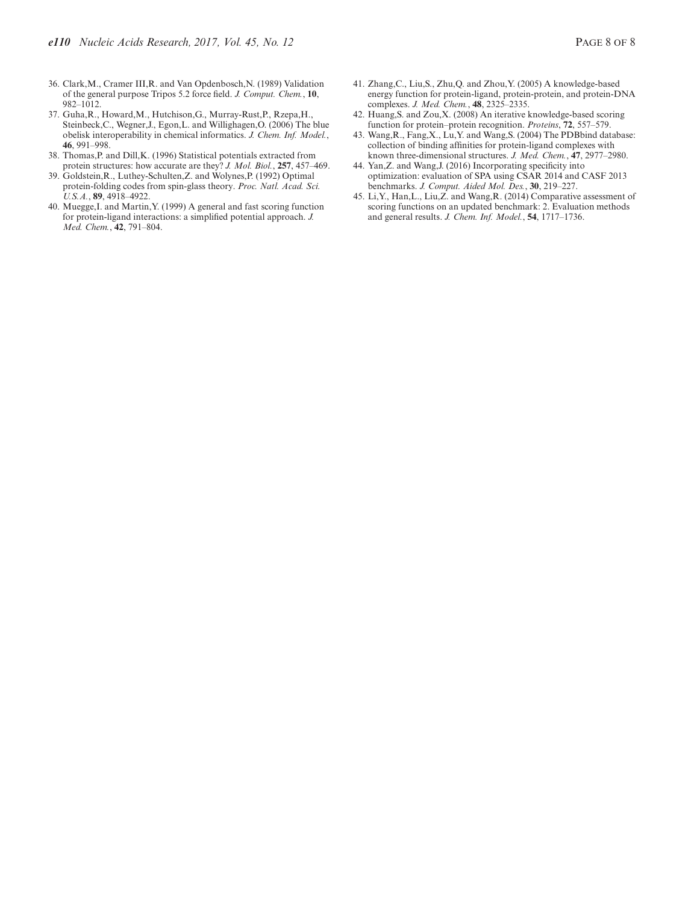36. Clark,M., Cramer III,R. and Van Opdenbosch,N. (1989) Validation of the general purpose Tripos 5.2 force field. *J. Comput. Chem.*, **10**, 982–1012.
37. Guha,R., Howard,M., Hutchison,G., Murray-Rust,P., Rzepa,H., Steinbeck,C., Wegner,J., Egon,L. and Willighagen,O. (2006) The blue obelisk interoperability in chemical informatics. *J. Chem. Inf. Model.*, **46**, 991–998.
38. Thomas,P. and Dill,K. (1996) Statistical potentials extracted from protein structures: how accurate are they? *J. Mol. Biol.*, **257**, 457–469.
39. Goldstein,R., Luthey-Schulten,Z. and Wolynes,P. (1992) Optimal protein-folding codes from spin-glass theory. *Proc. Natl. Acad. Sci. U.S.A.*, **89**, 4918–4922.
40. Muegge,I. and Martin,Y. (1999) A general and fast scoring function for protein-ligand interactions: a simplified potential approach. *J. Med. Chem.*, **42**, 791–804.
41. Zhang,C., Liu,S., Zhu,Q. and Zhou,Y. (2005) A knowledge-based energy function for protein-ligand, protein-protein, and protein-DNA complexes. *J. Med. Chem.*, **48**, 2325–2335.
42. Huang,S. and Zou,X. (2008) An iterative knowledge-based scoring function for protein–protein recognition. *Proteins*, **72**, 557–579.
43. Wang,R., Fang,X., Lu,Y. and Wang,S. (2004) The PDBbind database: collection of binding affinities for protein-ligand complexes with known three-dimensional structures. *J. Med. Chem.*, **47**, 2977–2980.
44. Yan,Z. and Wang,J. (2016) Incorporating specificity into optimization: evaluation of SPA using CSAR 2014 and CASF 2013 benchmarks. *J. Comput. Aided Mol. Des.*, **30**, 219–227.
45. Li,Y., Han,L., Liu,Z. and Wang,R. (2014) Comparative assessment of scoring functions on an updated benchmark: 2. Evaluation methods and general results. *J. Chem. Inf. Model.*, **54**, 1717–1736.